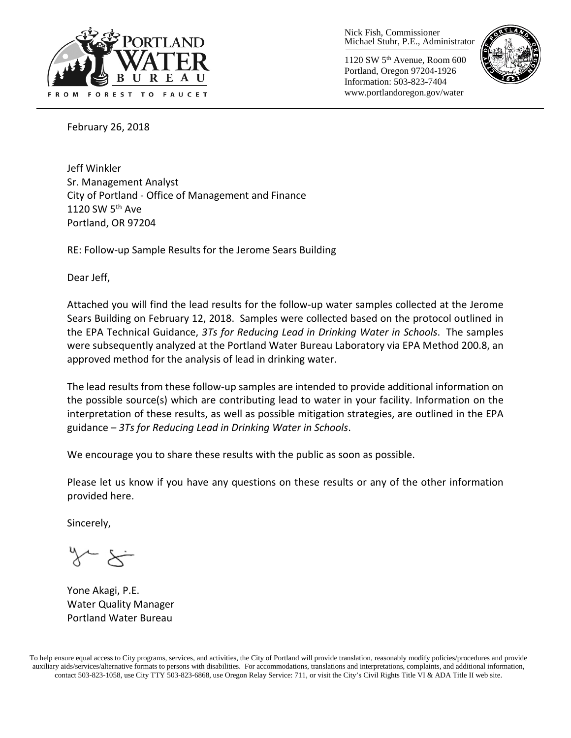Nick Fish, Commissioner
Michael Stuhr, P.E., Administrator

1120 SW 5th Avenue, Room 600
Portland, Oregon 97204-1926
Information: 503-823-7404
www.portlandoregon.gov/water

February 26, 2018

Jeff Winkler
Sr. Management Analyst
City of Portland - Office of Management and Finance
1120 SW 5th Ave
Portland, OR 97204

RE: Follow-up Sample Results for the Jerome Sears Building

Dear Jeff,

Attached you will find the lead results for the follow-up water samples collected at the Jerome Sears Building on February 12, 2018. Samples were collected based on the protocol outlined in the EPA Technical Guidance, *3Ts for Reducing Lead in Drinking Water in Schools*. The samples were subsequently analyzed at the Portland Water Bureau Laboratory via EPA Method 200.8, an approved method for the analysis of lead in drinking water.

The lead results from these follow-up samples are intended to provide additional information on the possible source(s) which are contributing lead to water in your facility. Information on the interpretation of these results, as well as possible mitigation strategies, are outlined in the EPA guidance – *3Ts for Reducing Lead in Drinking Water in Schools*.

We encourage you to share these results with the public as soon as possible.

Please let us know if you have any questions on these results or any of the other information provided here.

Sincerely,

Yone Akagi, P.E.
Water Quality Manager
Portland Water Bureau

To help ensure equal access to City programs, services, and activities, the City of Portland will provide translation, reasonably modify policies/procedures and provide auxiliary aids/services/alternative formats to persons with disabilities. For accommodations, translations and interpretations, complaints, and additional information, contact 503-823-1058, use City TTY 503-823-6868, use Oregon Relay Service: 711, or visit the City's Civil Rights Title VI & ADA Title II web site.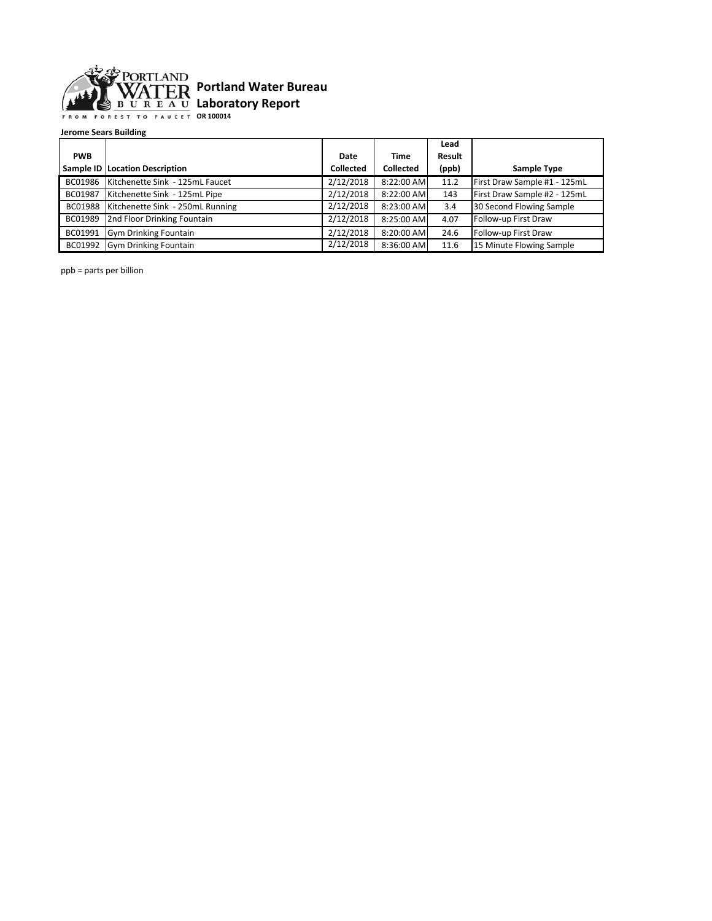# Portland Water Bureau Laboratory Report

**OR 100014**

**Jerome Sears Building**

| PWB Sample ID | Location Description | Date Collected | Time Collected | Lead Result (ppb) | Sample Type |
|---|---|---|---|---|---|
| BC01986 | Kitchenette Sink - 125mL Faucet | 2/12/2018 | 8:22:00 AM | 11.2 | First Draw Sample #1 - 125mL |
| BC01987 | Kitchenette Sink - 125mL Pipe | 2/12/2018 | 8:22:00 AM | 143 | First Draw Sample #2 - 125mL |
| BC01988 | Kitchenette Sink - 250mL Running | 2/12/2018 | 8:23:00 AM | 3.4 | 30 Second Flowing Sample |
| BC01989 | 2nd Floor Drinking Fountain | 2/12/2018 | 8:25:00 AM | 4.07 | Follow-up First Draw |
| BC01991 | Gym Drinking Fountain | 2/12/2018 | 8:20:00 AM | 24.6 | Follow-up First Draw |
| BC01992 | Gym Drinking Fountain | 2/12/2018 | 8:36:00 AM | 11.6 | 15 Minute Flowing Sample |

ppb = parts per billion